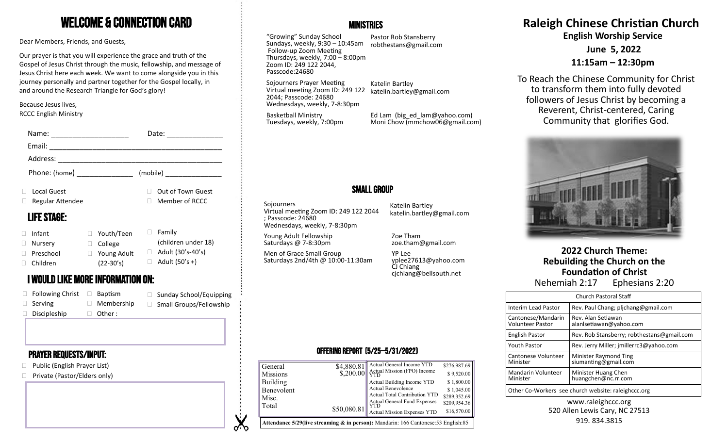# WELCOME & CONNECTION CARD

Dear Members, Friends, and Guests,

Our prayer is that you will experience the grace and truth of the Gospel of Jesus Christ through the music, fellowship, and message of Jesus Christ here each week. We want to come alongside you in this journey personally and partner together for the Gospel locally, in and around the Research Triangle for God's glory!

Because Jesus lives,
RCCC English Ministry

Name: ____________________ Date: ______________

Email: ____________________________________________

Address: __________________________________________

Phone: (home) ______________ (mobile) _______________

- ☐ Local Guest
- ☐ Out of Town Guest
- ☐ Regular Attendee
- ☐ Member of RCCC

## LIFE STAGE:

- ☐ Infant
- ☐ Nursery
- ☐ Preschool
- ☐ Children
- ☐ Youth/Teen
- ☐ College
- ☐ Young Adult (22-30's)
- ☐ Family (children under 18)
- ☐ Adult (30's-40's)
- ☐ Adult (50's +)

## I WOULD LIKE MORE INFORMATION ON:

- ☐ Following Christ
- ☐ Serving
- ☐ Discipleship
- ☐ Baptism
- ☐ Membership
- ☐ Other :
- ☐ Sunday School/Equipping
- ☐ Small Groups/Fellowship

## PRAYER REQUESTS/INPUT:

- ☐ Public (English Prayer List)
- ☐ Private (Pastor/Elders only)

## MINISTRIES

"Growing" Sunday School
Sundays, weekly, 9:30 – 10:45am
Follow-up Zoom Meeting
Thursdays, weekly, 7:00 – 8:00pm
Zoom ID: 249 122 2044,
Passcode:24680
Pastor Rob Stansberry
robthestans@gmail.com

Sojourners Prayer Meeting
Virtual meeting Zoom ID: 249 122 2044; Passcode: 24680
Wednesdays, weekly, 7-8:30pm
Katelin Bartley
katelin.bartley@gmail.com

Basketball Ministry
Tuesdays, weekly, 7:00pm
Ed Lam (big_ed_lam@yahoo.com)
Moni Chow (mmchow06@gmail.com)

## SMALL GROUP

Sojourners
Virtual meeting Zoom ID: 249 122 2044 ; Passcode: 24680
Wednesdays, weekly, 7-8:30pm
Katelin Bartley
katelin.bartley@gmail.com

Young Adult Fellowship
Saturdays @ 7-8:30pm
Zoe Tham
zoe.tham@gmail.com

Men of Grace Small Group
Saturdays 2nd/4th @ 10:00-11:30am
YP Lee
yplee27613@yahoo.com
CJ Chiang
cjchiang@bellsouth.net

## OFFERING REPORT (5/25—5/31/2022)

| | | | |
|---|---|---|---|
| General | $4,880.81 | Actual General Income YTD | $276,987.69 |
| Missions | $,200.00 | Actual Mission (FPO) Income YTD | $ 9,520.00 |
| Building | | Actual Building Income YTD | $ 1,800.00 |
| Benevolent | | Actual Benevolence | $ 1,045.00 |
| Misc. | | Actual Total Contribution YTD | $289,352.69 |
| Total | $50,080.81 | Actual General Fund Expenses YTD | $209,954.36 |
| | | Actual Mission Expenses YTD | $16,570.00 |

**Attendance 5/29(live streaming & in person):** Mandarin: 166 Cantonese:53 English:85

# Raleigh Chinese Christian Church

**English Worship Service**

**June 5, 2022**

**11:15am – 12:30pm**

To Reach the Chinese Community for Christ to transform them into fully devoted followers of Jesus Christ by becoming a Reverent, Christ-centered, Caring Community that glorifies God.

**2022 Church Theme:**
**Rebuilding the Church on the Foundation of Christ**
Nehemiah 2:17 Ephesians 2:20

| Church Pastoral Staff | |
|---|---|
| Interim Lead Pastor | Rev. Paul Chang; pljchang@gmail.com |
| Cantonese/Mandarin Volunteer Pastor | Rev. Alan Setiawan alanlsetiawan@yahoo.com |
| English Pastor | Rev. Rob Stansberry; robthestans@gmail.com |
| Youth Pastor | Rev. Jerry Miller; jmillerrc3@yahoo.com |
| Cantonese Volunteer Minister | Minister Raymond Ting siumanting@gmail.com |
| Mandarin Volunteer Minister | Minister Huang Chen huangchen@nc.rr.com |
| Other Co-Workers see church website: raleighccc.org | |

www.raleighccc.org
520 Allen Lewis Cary, NC 27513
919. 834.3815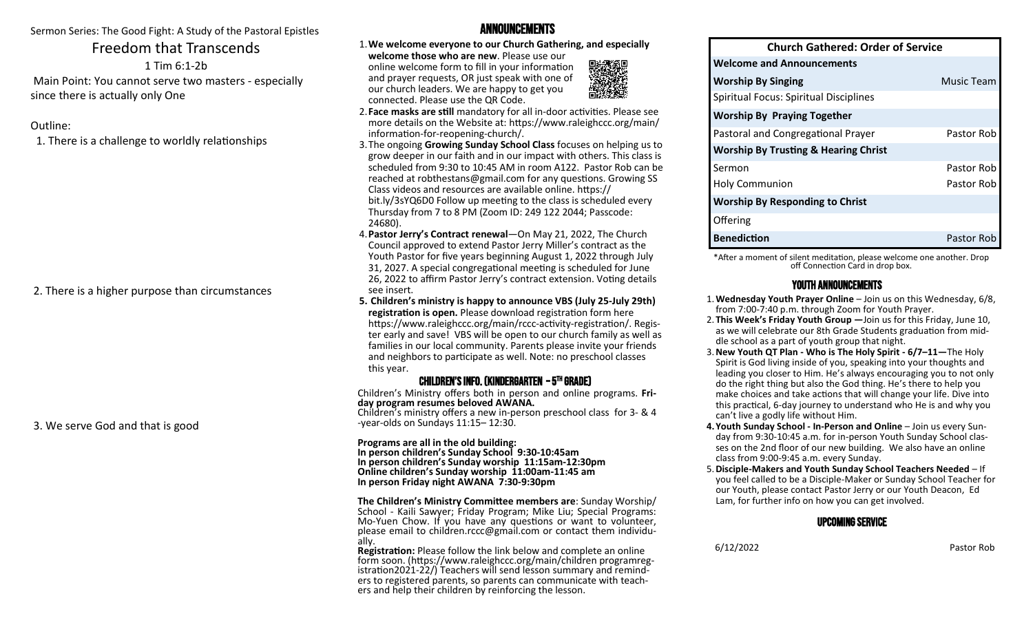Sermon Series: The Good Fight: A Study of the Pastoral Epistles

# Freedom that Transcends

1 Tim 6:1-2b

Main Point: You cannot serve two masters - especially since there is actually only One

Outline:

1. There is a challenge to worldly relationships

2. There is a higher purpose than circumstances

3. We serve God and that is good

## ANNOUNCEMENTS

1. **We welcome everyone to our Church Gathering, and especially welcome those who are new**. Please use our online welcome form to fill in your information and prayer requests, OR just speak with one of our church leaders. We are happy to get you connected. Please use the QR Code.
2. **Face masks are still** mandatory for all in-door activities. Please see more details on the Website at: https://www.raleighccc.org/main/information-for-reopening-church/.
3. The ongoing **Growing Sunday School Class** focuses on helping us to grow deeper in our faith and in our impact with others. This class is scheduled from 9:30 to 10:45 AM in room A122. Pastor Rob can be reached at robthestans@gmail.com for any questions. Growing SS Class videos and resources are available online. https://bit.ly/3sYQ6D0 Follow up meeting to the class is scheduled every Thursday from 7 to 8 PM (Zoom ID: 249 122 2044; Passcode: 24680).
4. **Pastor Jerry's Contract renewal**—On May 21, 2022, The Church Council approved to extend Pastor Jerry Miller's contract as the Youth Pastor for five years beginning August 1, 2022 through July 31, 2027. A special congregational meeting is scheduled for June 26, 2022 to affirm Pastor Jerry's contract extension. Voting details see insert.
5. **Children's ministry is happy to announce VBS (July 25-July 29th) registration is open.** Please download registration form here https://www.raleighccc.org/main/rccc-activity-registration/. Register early and save! VBS will be open to our church family as well as families in our local community. Parents please invite your friends and neighbors to participate as well. Note: no preschool classes this year.

## CHILDREN'S INFO. (KINDERGARTEN – 5TH GRADE)

Children's Ministry offers both in person and online programs. **Friday program resumes beloved AWANA.**

Children's ministry offers a new in-person preschool class for 3- & 4-year-olds on Sundays 11:15– 12:30.

**Programs are all in the old building:**
**In person children's Sunday School 9:30-10:45am**
**In person children's Sunday worship 11:15am-12:30pm**
**Online children's Sunday worship 11:00am-11:45 am**
**In person Friday night AWANA 7:30-9:30pm**

**The Children's Ministry Committee members are**: Sunday Worship/School - Kaili Sawyer; Friday Program; Mike Liu; Special Programs: Mo-Yuen Chow. If you have any questions or want to volunteer, please email to children.rccc@gmail.com or contact them individually.

**Registration:** Please follow the link below and complete an online form soon. (https://www.raleighccc.org/main/children programregistration2021-22/) Teachers will send lesson summary and reminders to registered parents, so parents can communicate with teachers and help their children by reinforcing the lesson.

| Church Gathered: Order of Service | |
|---|---|
| **Welcome and Announcements** | |
| **Worship By Singing** | Music Team |
| Spiritual Focus: Spiritual Disciplines | |
| **Worship By Praying Together** | |
| Pastoral and Congregational Prayer | Pastor Rob |
| **Worship By Trusting & Hearing Christ** | |
| Sermon | Pastor Rob |
| Holy Communion | Pastor Rob |
| **Worship By Responding to Christ** | |
| Offering | |
| **Benediction** | Pastor Rob |

*After a moment of silent meditation, please welcome one another. Drop off Connection Card in drop box.

## YOUTH ANNOUNCEMENTS

1. **Wednesday Youth Prayer Online** – Join us on this Wednesday, 6/8, from 7:00-7:40 p.m. through Zoom for Youth Prayer.
2. **This Week's Friday Youth Group —**Join us for this Friday, June 10, as we will celebrate our 8th Grade Students graduation from middle school as a part of youth group that night.
3. **New Youth QT Plan - Who is The Holy Spirit - 6/7–11—**The Holy Spirit is God living inside of you, speaking into your thoughts and leading you closer to Him. He's always encouraging you to not only do the right thing but also the God thing. He's there to help you make choices and take actions that will change your life. Dive into this practical, 6-day journey to understand who He is and why you can't live a godly life without Him.
4. **Youth Sunday School - In-Person and Online** – Join us every Sunday from 9:30-10:45 a.m. for in-person Youth Sunday School classes on the 2nd floor of our new building. We also have an online class from 9:00-9:45 a.m. every Sunday.
5. **Disciple-Makers and Youth Sunday School Teachers Needed** – If you feel called to be a Disciple-Maker or Sunday School Teacher for our Youth, please contact Pastor Jerry or our Youth Deacon, Ed Lam, for further info on how you can get involved.

## UPCOMING SERVICE

6/12/2022 Pastor Rob